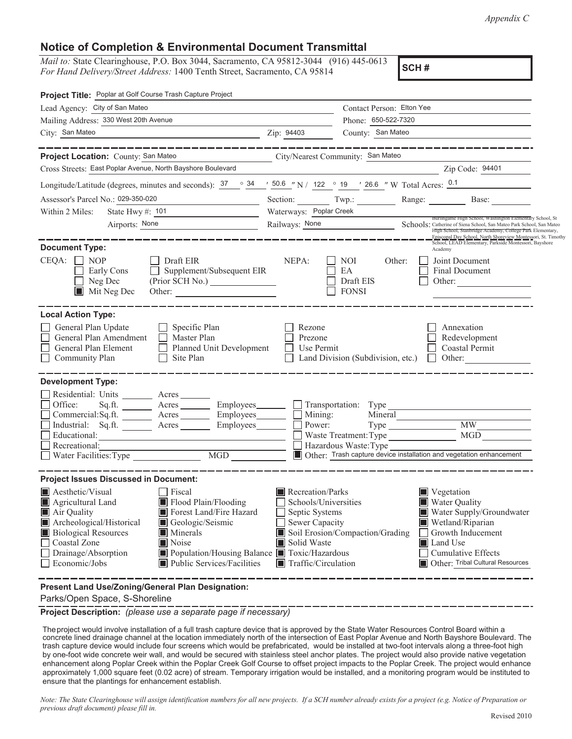*Appendix C*

# Notice of Completion & Environmental Document Transmittal

*Mail to:* State Clearinghouse, P.O. Box 3044, Sacramento, CA 95812-3044 (916) 445-0613
*For Hand Delivery/Street Address:* 1400 Tenth Street, Sacramento, CA 95814

**SCH #**

**Project Title:** Poplar at Golf Course Trash Capture Project

Lead Agency: City of San Mateo
Contact Person: Elton Yee
Mailing Address: 330 West 20th Avenue
Phone: 650-522-7320
City: San Mateo
Zip: 94403
County: San Mateo

**Project Location:** County: San Mateo
City/Nearest Community: San Mateo
Cross Streets: East Poplar Avenue, North Bayshore Boulevard
Zip Code: 94401
Longitude/Latitude (degrees, minutes and seconds): 37 ° 34 ′ 50.6 ″ N / 122 ° 19 ′ 26.6 ″ W Total Acres: 0.1
Assessor's Parcel No.: 029-350-020
Section: Twp.: Range: Base:
Within 2 Miles: State Hwy #: 101
Waterways: Poplar Creek
Airports: None
Railways: None
Schools: Burlingame High School, Washington Elementary School, St Catherine of Siena School, San Mateo Park School, San Mateo High School, Stanbridge Academy, College Park Elementary, Episcopal Day School, North Shoreview Montessori, St. Timothy School, LEAD Elementary, Parkside Montessori, Bayshore Academy

## Document Type:

CEQA:
- ☐ NOP
- ☐ Early Cons
- ☐ Neg Dec
- ■ Mit Neg Dec
- ☐ Draft EIR
- ☐ Supplement/Subsequent EIR (Prior SCH No.)
- Other:

NEPA:
- ☐ NOI
- ☐ EA
- ☐ Draft EIS
- ☐ FONSI

Other:
- ☐ Joint Document
- ☐ Final Document
- ☐ Other:

## Local Action Type:

- ☐ General Plan Update
- ☐ General Plan Amendment
- ☐ General Plan Element
- ☐ Community Plan
- ☐ Specific Plan
- ☐ Master Plan
- ☐ Planned Unit Development
- ☐ Site Plan
- ☐ Rezone
- ☐ Prezone
- ☐ Use Permit
- ☐ Land Division (Subdivision, etc.)
- ☐ Annexation
- ☐ Redevelopment
- ☐ Coastal Permit
- ☐ Other:

## Development Type:

- ☐ Residential: Units Acres
- ☐ Office: Sq.ft. Acres Employees
- ☐ Commercial: Sq.ft. Acres Employees
- ☐ Industrial: Sq.ft. Acres Employees
- ☐ Educational:
- ☐ Recreational:
- ☐ Water Facilities: Type MGD
- ☐ Transportation: Type
- ☐ Mining: Mineral
- ☐ Power: Type MW
- ☐ Waste Treatment: Type MGD
- ☐ Hazardous Waste: Type
- ■ Other: Trash capture device installation and vegetation enhancement

## Project Issues Discussed in Document:

- ■ Aesthetic/Visual
- ■ Agricultural Land
- ■ Air Quality
- ■ Archeological/Historical
- ■ Biological Resources
- ☐ Coastal Zone
- ☐ Drainage/Absorption
- ☐ Economic/Jobs
- ☐ Fiscal
- ■ Flood Plain/Flooding
- ■ Forest Land/Fire Hazard
- ■ Geologic/Seismic
- ■ Minerals
- ■ Noise
- ■ Population/Housing Balance
- ■ Public Services/Facilities
- ■ Recreation/Parks
- ☐ Schools/Universities
- ☐ Septic Systems
- ☐ Sewer Capacity
- ■ Soil Erosion/Compaction/Grading
- ■ Solid Waste
- ■ Toxic/Hazardous
- ■ Traffic/Circulation
- ■ Vegetation
- ■ Water Quality
- ■ Water Supply/Groundwater
- ■ Wetland/Riparian
- ☐ Growth Inducement
- ■ Land Use
- ☐ Cumulative Effects
- ■ Other: Tribal Cultural Resources

**Present Land Use/Zoning/General Plan Designation:**

Parks/Open Space, S-Shoreline

**Project Description:** *(please use a separate page if necessary)*

The project would involve installation of a full trash capture device that is approved by the State Water Resources Control Board within a concrete lined drainage channel at the location immediately north of the intersection of East Poplar Avenue and North Bayshore Boulevard. The trash capture device would include four screens which would be prefabricated, would be installed at two-foot intervals along a three-foot high by one-foot wide concrete weir wall, and would be secured with stainless steel anchor plates. The project would also provide native vegetation enhancement along Poplar Creek within the Poplar Creek Golf Course to offset project impacts to the Poplar Creek. The project would enhance approximately 1,000 square feet (0.02 acre) of stream. Temporary irrigation would be installed, and a monitoring program would be instituted to ensure that the plantings for enhancement establish.

*Note: The State Clearinghouse will assign identification numbers for all new projects. If a SCH number already exists for a project (e.g. Notice of Preparation or previous draft document) please fill in.*

Revised 2010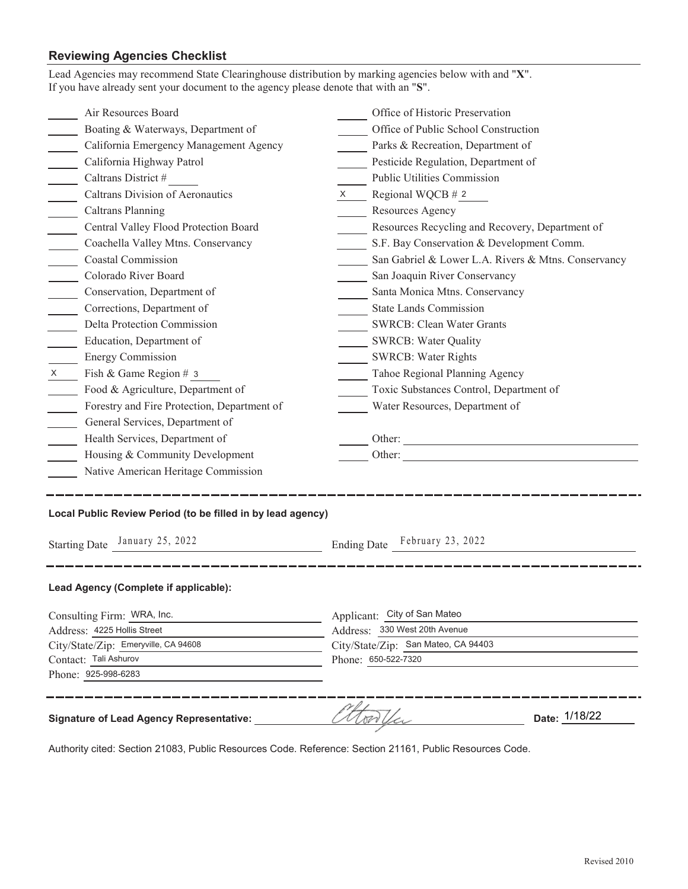## Reviewing Agencies Checklist

Lead Agencies may recommend State Clearinghouse distribution by marking agencies below with and "**X**".
If you have already sent your document to the agency please denote that with an "**S**".

| | | | |
|---|---|---|---|
| | Air Resources Board | | Office of Historic Preservation |
| | Boating & Waterways, Department of | | Office of Public School Construction |
| | California Emergency Management Agency | | Parks & Recreation, Department of |
| | California Highway Patrol | | Pesticide Regulation, Department of |
| | Caltrans District # ____ | | Public Utilities Commission |
| | Caltrans Division of Aeronautics | X | Regional WQCB # 2 |
| | Caltrans Planning | | Resources Agency |
| | Central Valley Flood Protection Board | | Resources Recycling and Recovery, Department of |
| | Coachella Valley Mtns. Conservancy | | S.F. Bay Conservation & Development Comm. |
| | Coastal Commission | | San Gabriel & Lower L.A. Rivers & Mtns. Conservancy |
| | Colorado River Board | | San Joaquin River Conservancy |
| | Conservation, Department of | | Santa Monica Mtns. Conservancy |
| | Corrections, Department of | | State Lands Commission |
| | Delta Protection Commission | | SWRCB: Clean Water Grants |
| | Education, Department of | | SWRCB: Water Quality |
| | Energy Commission | | SWRCB: Water Rights |
| X | Fish & Game Region # 3 | | Tahoe Regional Planning Agency |
| | Food & Agriculture, Department of | | Toxic Substances Control, Department of |
| | Forestry and Fire Protection, Department of | | Water Resources, Department of |
| | General Services, Department of | | |
| | Health Services, Department of | | Other: |
| | Housing & Community Development | | Other: |
| | Native American Heritage Commission | | |

---

**Local Public Review Period (to be filled in by lead agency)**

Starting Date January 25, 2022 Ending Date February 23, 2022

---

**Lead Agency (Complete if applicable):**

| | |
|---|---|
| Consulting Firm: WRA, Inc. | Applicant: City of San Mateo |
| Address: 4225 Hollis Street | Address: 330 West 20th Avenue |
| City/State/Zip: Emeryville, CA 94608 | City/State/Zip: San Mateo, CA 94403 |
| Contact: Tali Ashurov | Phone: 650-522-7320 |
| Phone: 925-998-6283 | |

---

**Signature of Lead Agency Representative:** ________________ **Date:** 1/18/22

Authority cited: Section 21083, Public Resources Code. Reference: Section 21161, Public Resources Code.

Revised 2010